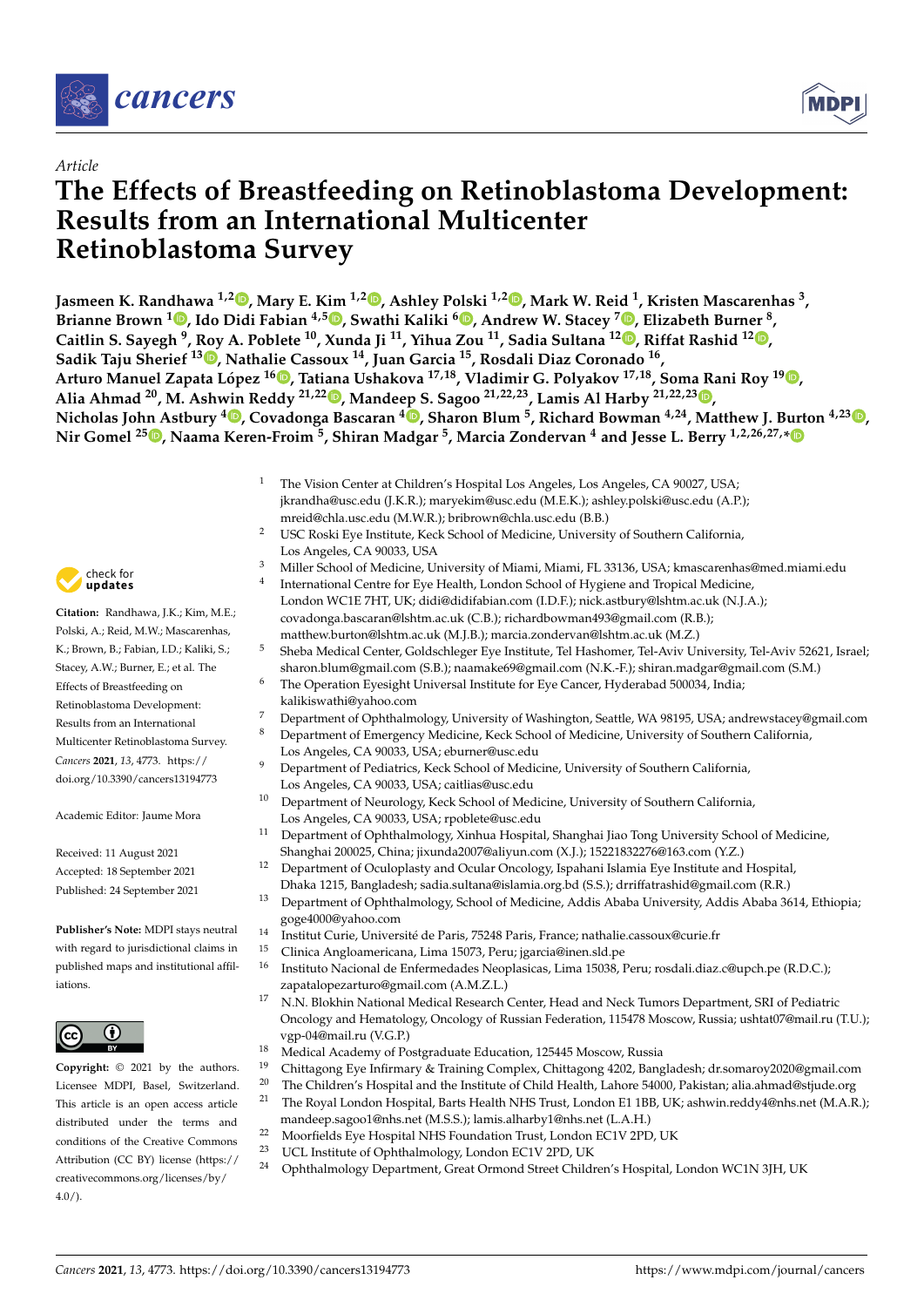*Article*

# The Effects of Breastfeeding on Retinoblastoma Development: Results from an International Multicenter Retinoblastoma Survey

**Jasmeen K. Randhawa [1,2], Mary E. Kim [1,2], Ashley Polski [1,2], Mark W. Reid [1], Kristen Mascarenhas [3], Brianne Brown [1], Ido Didi Fabian [4,5], Swathi Kaliki [6], Andrew W. Stacey [7], Elizabeth Burner [8], Caitlin S. Sayegh [9], Roy A. Poblete [10], Xunda Ji [11], Yihua Zou [11], Sadia Sultana [12], Riffat Rashid [12], Sadik Taju Sherief [13], Nathalie Cassoux [14], Juan Garcia [15], Rosdali Diaz Coronado [16], Arturo Manuel Zapata López [16], Tatiana Ushakova [17,18], Vladimir G. Polyakov [17,18], Soma Rani Roy [19], Alia Ahmad [20], M. Ashwin Reddy [21,22], Mandeep S. Sagoo [21,22,23], Lamis Al Harby [21,22,23], Nicholas John Astbury [4], Covadonga Bascaran [4], Sharon Blum [5], Richard Bowman [4,24], Matthew J. Burton [4,23], Nir Gomel [25], Naama Keren-Froim [5], Shiran Madgar [5], Marcia Zondervan [4] and Jesse L. Berry [1,2,26,27,*]**

[1] The Vision Center at Children's Hospital Los Angeles, Los Angeles, CA 90027, USA; jkrandha@usc.edu (J.K.R.); maryekim@usc.edu (M.E.K.); ashley.polski@usc.edu (A.P.); mreid@chla.usc.edu (M.W.R.); bribrown@chla.usc.edu (B.B.)

[2] USC Roski Eye Institute, Keck School of Medicine, University of Southern California, Los Angeles, CA 90033, USA

[3] Miller School of Medicine, University of Miami, Miami, FL 33136, USA; kmascarenhas@med.miami.edu

[4] International Centre for Eye Health, London School of Hygiene and Tropical Medicine, London WC1E 7HT, UK; didi@didifabian.com (I.D.F.); nick.astbury@lshtm.ac.uk (N.J.A.); covadonga.bascaran@lshtm.ac.uk (C.B.); richardbowman493@gmail.com (R.B.); matthew.burton@lshtm.ac.uk (M.J.B.); marcia.zondervan@lshtm.ac.uk (M.Z.)

[5] Sheba Medical Center, Goldschleger Eye Institute, Tel Hashomer, Tel-Aviv University, Tel-Aviv 52621, Israel; sharon.blum@gmail.com (S.B.); naamake69@gmail.com (N.K.-F.); shiran.madgar@gmail.com (S.M.)

[6] The Operation Eyesight Universal Institute for Eye Cancer, Hyderabad 500034, India; kalikiswathi@yahoo.com

[7] Department of Ophthalmology, University of Washington, Seattle, WA 98195, USA; andrewstacey@gmail.com

[8] Department of Emergency Medicine, Keck School of Medicine, University of Southern California, Los Angeles, CA 90033, USA; eburner@usc.edu

[9] Department of Pediatrics, Keck School of Medicine, University of Southern California, Los Angeles, CA 90033, USA; caitlias@usc.edu

[10] Department of Neurology, Keck School of Medicine, University of Southern California, Los Angeles, CA 90033, USA; rpoblete@usc.edu

[11] Department of Ophthalmology, Xinhua Hospital, Shanghai Jiao Tong University School of Medicine, Shanghai 200025, China; jixunda2007@aliyun.com (X.J.); 15221832276@163.com (Y.Z.)

[12] Department of Oculoplasty and Ocular Oncology, Ispahani Islamia Eye Institute and Hospital, Dhaka 1215, Bangladesh; sadia.sultana@islamia.org.bd (S.S.); drriffatrashid@gmail.com (R.R.)

[13] Department of Ophthalmology, School of Medicine, Addis Ababa University, Addis Ababa 3614, Ethiopia; goge4000@yahoo.com

[14] Institut Curie, Université de Paris, 75248 Paris, France; nathalie.cassoux@curie.fr

[15] Clinica Angloamericana, Lima 15073, Peru; jgarcia@inen.sld.pe

[16] Instituto Nacional de Enfermedades Neoplasicas, Lima 15038, Peru; rosdali.diaz.c@upch.pe (R.D.C.); zapatalopezarturo@gmail.com (A.M.Z.L.)

[17] N.N. Blokhin National Medical Research Center, Head and Neck Tumors Department, SRI of Pediatric Oncology and Hematology, Oncology of Russian Federation, 115478 Moscow, Russia; ushtat07@mail.ru (T.U.); vgp-04@mail.ru (V.G.P.)

[18] Medical Academy of Postgraduate Education, 125445 Moscow, Russia

[19] Chittagong Eye Infirmary & Training Complex, Chittagong 4202, Bangladesh; dr.somaroy2020@gmail.com

[20] The Children's Hospital and the Institute of Child Health, Lahore 54000, Pakistan; alia.ahmad@stjude.org

[21] The Royal London Hospital, Barts Health NHS Trust, London E1 1BB, UK; ashwin.reddy4@nhs.net (M.A.R.); mandeep.sagoo1@nhs.net (M.S.S.); lamis.alharby1@nhs.net (L.A.H.)

[22] Moorfields Eye Hospital NHS Foundation Trust, London EC1V 2PD, UK

[23] UCL Institute of Ophthalmology, London EC1V 2PD, UK

[24] Ophthalmology Department, Great Ormond Street Children's Hospital, London WC1N 3JH, UK

**Citation:** Randhawa, J.K.; Kim, M.E.; Polski, A.; Reid, M.W.; Mascarenhas, K.; Brown, B.; Fabian, I.D.; Kaliki, S.; Stacey, A.W.; Burner, E.; et al. The Effects of Breastfeeding on Retinoblastoma Development: Results from an International Multicenter Retinoblastoma Survey. *Cancers* **2021**, *13*, 4773. https://doi.org/10.3390/cancers13194773

Academic Editor: Jaume Mora

Received: 11 August 2021
Accepted: 18 September 2021
Published: 24 September 2021

**Publisher's Note:** MDPI stays neutral with regard to jurisdictional claims in published maps and institutional affiliations.

**Copyright:** © 2021 by the authors. Licensee MDPI, Basel, Switzerland. This article is an open access article distributed under the terms and conditions of the Creative Commons Attribution (CC BY) license (https://creativecommons.org/licenses/by/4.0/).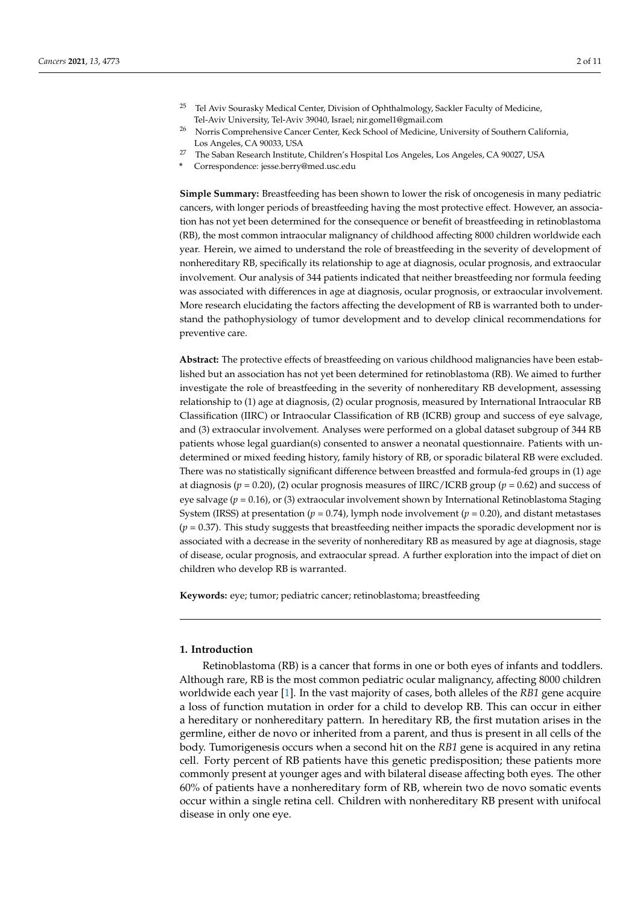[25] Tel Aviv Sourasky Medical Center, Division of Ophthalmology, Sackler Faculty of Medicine, Tel-Aviv University, Tel-Aviv 39040, Israel; nir.gomel1@gmail.com

[26] Norris Comprehensive Cancer Center, Keck School of Medicine, University of Southern California, Los Angeles, CA 90033, USA

[27] The Saban Research Institute, Children's Hospital Los Angeles, Los Angeles, CA 90027, USA

\* Correspondence: jesse.berry@med.usc.edu

**Simple Summary:** Breastfeeding has been shown to lower the risk of oncogenesis in many pediatric cancers, with longer periods of breastfeeding having the most protective effect. However, an association has not yet been determined for the consequence or benefit of breastfeeding in retinoblastoma (RB), the most common intraocular malignancy of childhood affecting 8000 children worldwide each year. Herein, we aimed to understand the role of breastfeeding in the severity of development of nonhereditary RB, specifically its relationship to age at diagnosis, ocular prognosis, and extraocular involvement. Our analysis of 344 patients indicated that neither breastfeeding nor formula feeding was associated with differences in age at diagnosis, ocular prognosis, or extraocular involvement. More research elucidating the factors affecting the development of RB is warranted both to understand the pathophysiology of tumor development and to develop clinical recommendations for preventive care.

**Abstract:** The protective effects of breastfeeding on various childhood malignancies have been established but an association has not yet been determined for retinoblastoma (RB). We aimed to further investigate the role of breastfeeding in the severity of nonhereditary RB development, assessing relationship to (1) age at diagnosis, (2) ocular prognosis, measured by International Intraocular RB Classification (IIRC) or Intraocular Classification of RB (ICRB) group and success of eye salvage, and (3) extraocular involvement. Analyses were performed on a global dataset subgroup of 344 RB patients whose legal guardian(s) consented to answer a neonatal questionnaire. Patients with undetermined or mixed feeding history, family history of RB, or sporadic bilateral RB were excluded. There was no statistically significant difference between breastfed and formula-fed groups in (1) age at diagnosis ($p = 0.20$), (2) ocular prognosis measures of IIRC/ICRB group ($p = 0.62$) and success of eye salvage ($p = 0.16$), or (3) extraocular involvement shown by International Retinoblastoma Staging System (IRSS) at presentation ($p = 0.74$), lymph node involvement ($p = 0.20$), and distant metastases ($p = 0.37$). This study suggests that breastfeeding neither impacts the sporadic development nor is associated with a decrease in the severity of nonhereditary RB as measured by age at diagnosis, stage of disease, ocular prognosis, and extraocular spread. A further exploration into the impact of diet on children who develop RB is warranted.

**Keywords:** eye; tumor; pediatric cancer; retinoblastoma; breastfeeding

## 1. Introduction

Retinoblastoma (RB) is a cancer that forms in one or both eyes of infants and toddlers. Although rare, RB is the most common pediatric ocular malignancy, affecting 8000 children worldwide each year [1]. In the vast majority of cases, both alleles of the *RB1* gene acquire a loss of function mutation in order for a child to develop RB. This can occur in either a hereditary or nonhereditary pattern. In hereditary RB, the first mutation arises in the germline, either de novo or inherited from a parent, and thus is present in all cells of the body. Tumorigenesis occurs when a second hit on the *RB1* gene is acquired in any retina cell. Forty percent of RB patients have this genetic predisposition; these patients more commonly present at younger ages and with bilateral disease affecting both eyes. The other 60% of patients have a nonhereditary form of RB, wherein two de novo somatic events occur within a single retina cell. Children with nonhereditary RB present with unifocal disease in only one eye.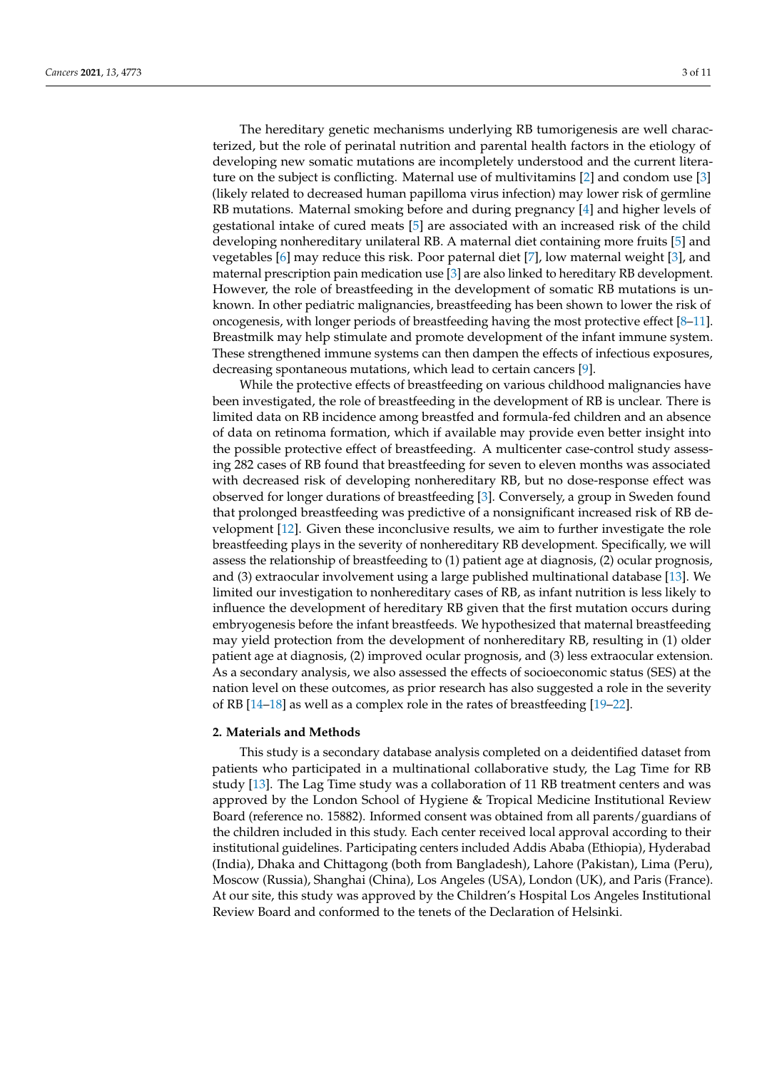The hereditary genetic mechanisms underlying RB tumorigenesis are well characterized, but the role of perinatal nutrition and parental health factors in the etiology of developing new somatic mutations are incompletely understood and the current literature on the subject is conflicting. Maternal use of multivitamins [2] and condom use [3] (likely related to decreased human papilloma virus infection) may lower risk of germline RB mutations. Maternal smoking before and during pregnancy [4] and higher levels of gestational intake of cured meats [5] are associated with an increased risk of the child developing nonhereditary unilateral RB. A maternal diet containing more fruits [5] and vegetables [6] may reduce this risk. Poor paternal diet [7], low maternal weight [3], and maternal prescription pain medication use [3] are also linked to hereditary RB development. However, the role of breastfeeding in the development of somatic RB mutations is unknown. In other pediatric malignancies, breastfeeding has been shown to lower the risk of oncogenesis, with longer periods of breastfeeding having the most protective effect [8–11]. Breastmilk may help stimulate and promote development of the infant immune system. These strengthened immune systems can then dampen the effects of infectious exposures, decreasing spontaneous mutations, which lead to certain cancers [9].

While the protective effects of breastfeeding on various childhood malignancies have been investigated, the role of breastfeeding in the development of RB is unclear. There is limited data on RB incidence among breastfed and formula-fed children and an absence of data on retinoma formation, which if available may provide even better insight into the possible protective effect of breastfeeding. A multicenter case-control study assessing 282 cases of RB found that breastfeeding for seven to eleven months was associated with decreased risk of developing nonhereditary RB, but no dose-response effect was observed for longer durations of breastfeeding [3]. Conversely, a group in Sweden found that prolonged breastfeeding was predictive of a nonsignificant increased risk of RB development [12]. Given these inconclusive results, we aim to further investigate the role breastfeeding plays in the severity of nonhereditary RB development. Specifically, we will assess the relationship of breastfeeding to (1) patient age at diagnosis, (2) ocular prognosis, and (3) extraocular involvement using a large published multinational database [13]. We limited our investigation to nonhereditary cases of RB, as infant nutrition is less likely to influence the development of hereditary RB given that the first mutation occurs during embryogenesis before the infant breastfeeds. We hypothesized that maternal breastfeeding may yield protection from the development of nonhereditary RB, resulting in (1) older patient age at diagnosis, (2) improved ocular prognosis, and (3) less extraocular extension. As a secondary analysis, we also assessed the effects of socioeconomic status (SES) at the nation level on these outcomes, as prior research has also suggested a role in the severity of RB [14–18] as well as a complex role in the rates of breastfeeding [19–22].

## 2. Materials and Methods

This study is a secondary database analysis completed on a deidentified dataset from patients who participated in a multinational collaborative study, the Lag Time for RB study [13]. The Lag Time study was a collaboration of 11 RB treatment centers and was approved by the London School of Hygiene & Tropical Medicine Institutional Review Board (reference no. 15882). Informed consent was obtained from all parents/guardians of the children included in this study. Each center received local approval according to their institutional guidelines. Participating centers included Addis Ababa (Ethiopia), Hyderabad (India), Dhaka and Chittagong (both from Bangladesh), Lahore (Pakistan), Lima (Peru), Moscow (Russia), Shanghai (China), Los Angeles (USA), London (UK), and Paris (France). At our site, this study was approved by the Children's Hospital Los Angeles Institutional Review Board and conformed to the tenets of the Declaration of Helsinki.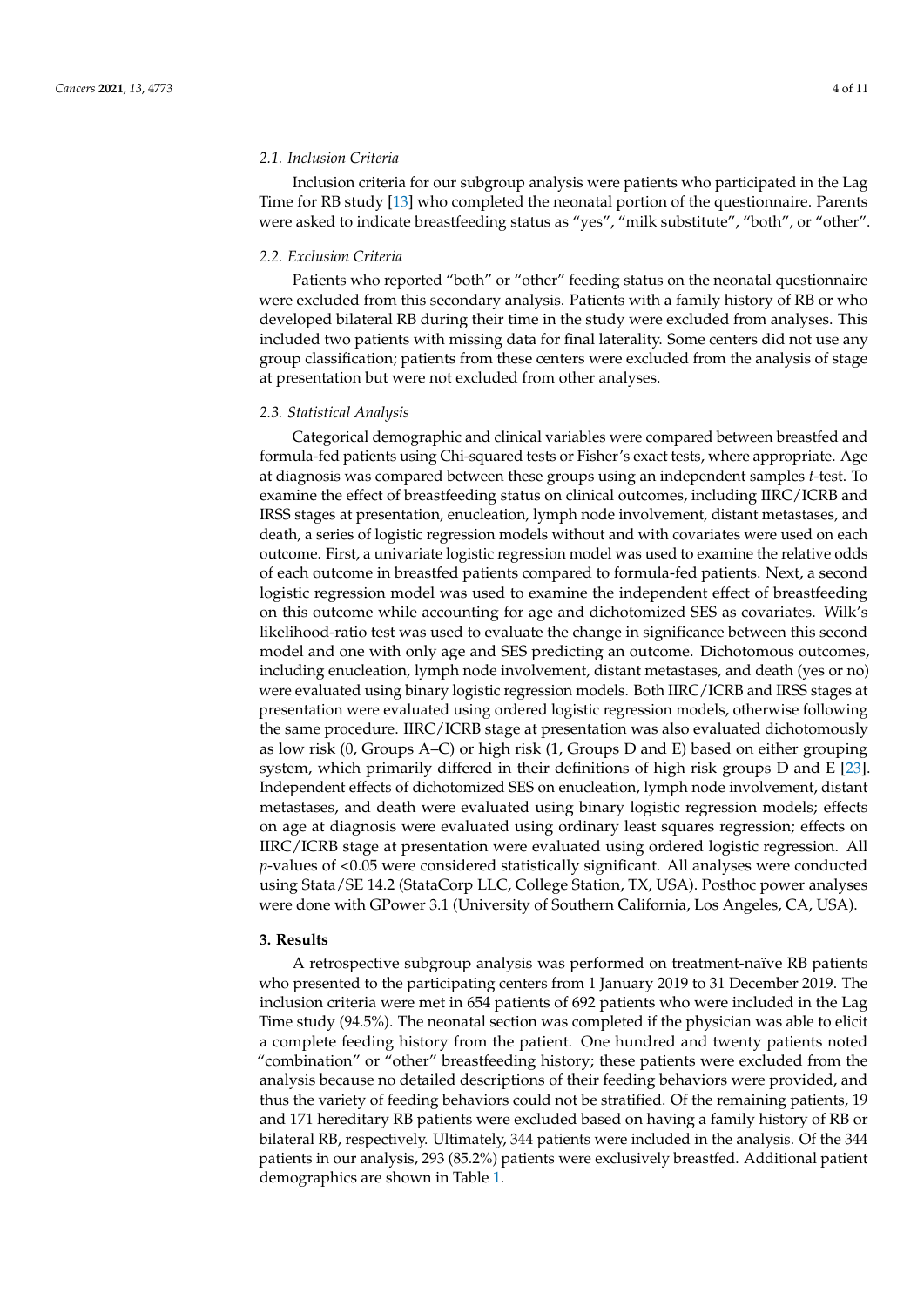### 2.1. Inclusion Criteria

Inclusion criteria for our subgroup analysis were patients who participated in the Lag Time for RB study [13] who completed the neonatal portion of the questionnaire. Parents were asked to indicate breastfeeding status as "yes", "milk substitute", "both", or "other".

### 2.2. Exclusion Criteria

Patients who reported "both" or "other" feeding status on the neonatal questionnaire were excluded from this secondary analysis. Patients with a family history of RB or who developed bilateral RB during their time in the study were excluded from analyses. This included two patients with missing data for final laterality. Some centers did not use any group classification; patients from these centers were excluded from the analysis of stage at presentation but were not excluded from other analyses.

### 2.3. Statistical Analysis

Categorical demographic and clinical variables were compared between breastfed and formula-fed patients using Chi-squared tests or Fisher's exact tests, where appropriate. Age at diagnosis was compared between these groups using an independent samples *t*-test. To examine the effect of breastfeeding status on clinical outcomes, including IIRC/ICRB and IRSS stages at presentation, enucleation, lymph node involvement, distant metastases, and death, a series of logistic regression models without and with covariates were used on each outcome. First, a univariate logistic regression model was used to examine the relative odds of each outcome in breastfed patients compared to formula-fed patients. Next, a second logistic regression model was used to examine the independent effect of breastfeeding on this outcome while accounting for age and dichotomized SES as covariates. Wilk's likelihood-ratio test was used to evaluate the change in significance between this second model and one with only age and SES predicting an outcome. Dichotomous outcomes, including enucleation, lymph node involvement, distant metastases, and death (yes or no) were evaluated using binary logistic regression models. Both IIRC/ICRB and IRSS stages at presentation were evaluated using ordered logistic regression models, otherwise following the same procedure. IIRC/ICRB stage at presentation was also evaluated dichotomously as low risk (0, Groups A–C) or high risk (1, Groups D and E) based on either grouping system, which primarily differed in their definitions of high risk groups D and E [23]. Independent effects of dichotomized SES on enucleation, lymph node involvement, distant metastases, and death were evaluated using binary logistic regression models; effects on age at diagnosis were evaluated using ordinary least squares regression; effects on IIRC/ICRB stage at presentation were evaluated using ordered logistic regression. All *p*-values of $<0.05$ were considered statistically significant. All analyses were conducted using Stata/SE 14.2 (StataCorp LLC, College Station, TX, USA). Posthoc power analyses were done with GPower 3.1 (University of Southern California, Los Angeles, CA, USA).

## 3. Results

A retrospective subgroup analysis was performed on treatment-naïve RB patients who presented to the participating centers from 1 January 2019 to 31 December 2019. The inclusion criteria were met in 654 patients of 692 patients who were included in the Lag Time study (94.5%). The neonatal section was completed if the physician was able to elicit a complete feeding history from the patient. One hundred and twenty patients noted "combination" or "other" breastfeeding history; these patients were excluded from the analysis because no detailed descriptions of their feeding behaviors were provided, and thus the variety of feeding behaviors could not be stratified. Of the remaining patients, 19 and 171 hereditary RB patients were excluded based on having a family history of RB or bilateral RB, respectively. Ultimately, 344 patients were included in the analysis. Of the 344 patients in our analysis, 293 (85.2%) patients were exclusively breastfed. Additional patient demographics are shown in Table 1.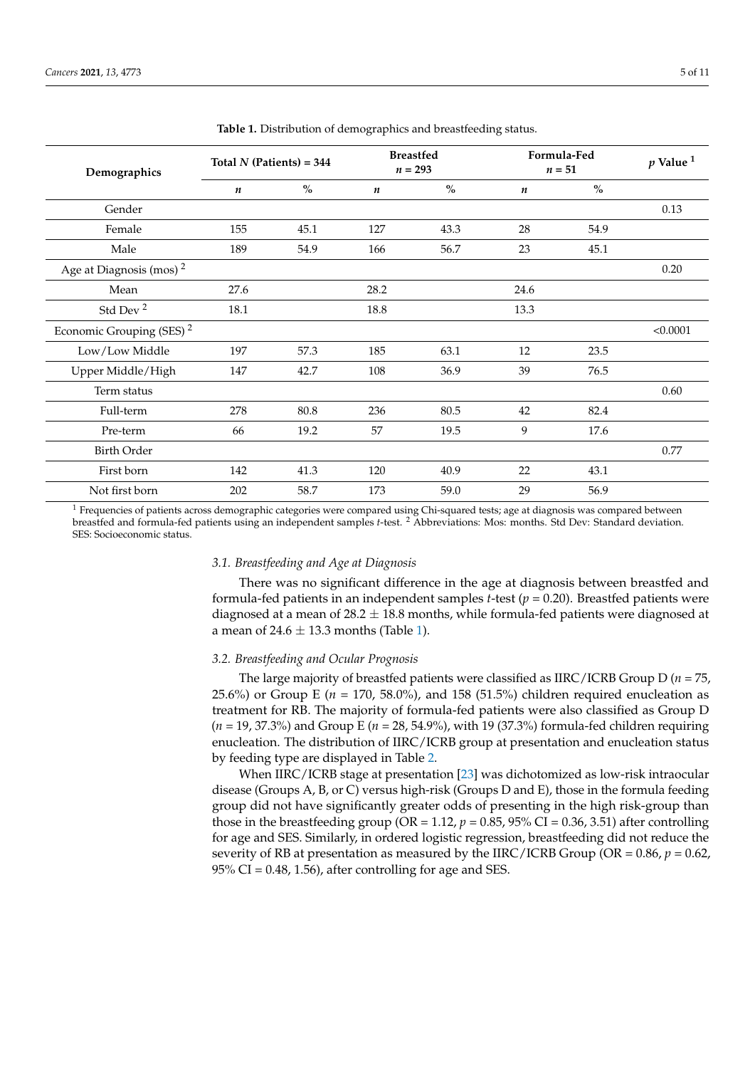**Table 1.** Distribution of demographics and breastfeeding status.

| Demographics | Total $N$ (Patients) = 344 | | Breastfed $n$ = 293 | | Formula-Fed $n$ = 51 | | $p$ Value [1] |
|---|---|---|---|---|---|---|---|
| | $n$ | % | $n$ | % | $n$ | % | |
| Gender | | | | | | | 0.13 |
| Female | 155 | 45.1 | 127 | 43.3 | 28 | 54.9 | |
| Male | 189 | 54.9 | 166 | 56.7 | 23 | 45.1 | |
| Age at Diagnosis (mos) [2] | | | | | | | 0.20 |
| Mean | 27.6 | | 28.2 | | 24.6 | | |
| Std Dev [2] | 18.1 | | 18.8 | | 13.3 | | |
| Economic Grouping (SES) [2] | | | | | | | <0.0001 |
| Low/Low Middle | 197 | 57.3 | 185 | 63.1 | 12 | 23.5 | |
| Upper Middle/High | 147 | 42.7 | 108 | 36.9 | 39 | 76.5 | |
| Term status | | | | | | | 0.60 |
| Full-term | 278 | 80.8 | 236 | 80.5 | 42 | 82.4 | |
| Pre-term | 66 | 19.2 | 57 | 19.5 | 9 | 17.6 | |
| Birth Order | | | | | | | 0.77 |
| First born | 142 | 41.3 | 120 | 40.9 | 22 | 43.1 | |
| Not first born | 202 | 58.7 | 173 | 59.0 | 29 | 56.9 | |

[1] Frequencies of patients across demographic categories were compared using Chi-squared tests; age at diagnosis was compared between breastfed and formula-fed patients using an independent samples $t$-test. [2] Abbreviations: Mos: months. Std Dev: Standard deviation. SES: Socioeconomic status.

### *3.1. Breastfeeding and Age at Diagnosis*

There was no significant difference in the age at diagnosis between breastfed and formula-fed patients in an independent samples $t$-test ($p = 0.20$). Breastfed patients were diagnosed at a mean of $28.2 \pm 18.8$ months, while formula-fed patients were diagnosed at a mean of $24.6 \pm 13.3$ months (Table 1).

### *3.2. Breastfeeding and Ocular Prognosis*

The large majority of breastfed patients were classified as IIRC/ICRB Group D ($n = 75$, 25.6%) or Group E ($n = 170$, 58.0%), and 158 (51.5%) children required enucleation as treatment for RB. The majority of formula-fed patients were also classified as Group D ($n = 19$, 37.3%) and Group E ($n = 28$, 54.9%), with 19 (37.3%) formula-fed children requiring enucleation. The distribution of IIRC/ICRB group at presentation and enucleation status by feeding type are displayed in Table 2.

When IIRC/ICRB stage at presentation [23] was dichotomized as low-risk intraocular disease (Groups A, B, or C) versus high-risk (Groups D and E), those in the formula feeding group did not have significantly greater odds of presenting in the high risk-group than those in the breastfeeding group (OR = 1.12, $p = 0.85$, 95% CI = 0.36, 3.51) after controlling for age and SES. Similarly, in ordered logistic regression, breastfeeding did not reduce the severity of RB at presentation as measured by the IIRC/ICRB Group (OR = 0.86, $p = 0.62$, 95% CI = 0.48, 1.56), after controlling for age and SES.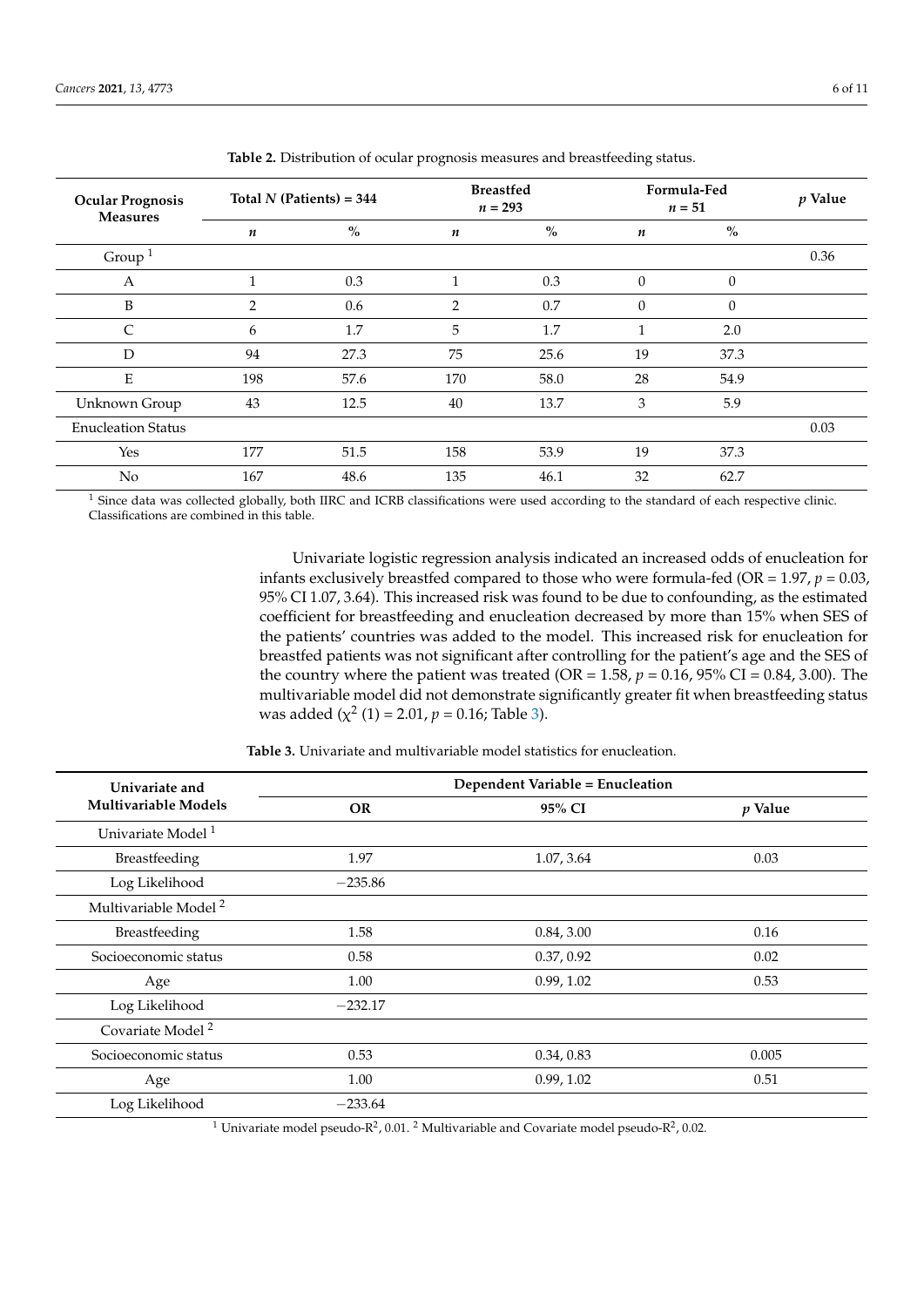**Table 2.** Distribution of ocular prognosis measures and breastfeeding status.

| Ocular Prognosis Measures | Total *N* (Patients) = 344 | | Breastfed *n* = 293 | | Formula-Fed *n* = 51 | | *p* Value |
|---|---|---|---|---|---|---|---|
| | *n* | % | *n* | % | *n* | % | |
| Group [1] | | | | | | | 0.36 |
| A | 1 | 0.3 | 1 | 0.3 | 0 | 0 | |
| B | 2 | 0.6 | 2 | 0.7 | 0 | 0 | |
| C | 6 | 1.7 | 5 | 1.7 | 1 | 2.0 | |
| D | 94 | 27.3 | 75 | 25.6 | 19 | 37.3 | |
| E | 198 | 57.6 | 170 | 58.0 | 28 | 54.9 | |
| Unknown Group | 43 | 12.5 | 40 | 13.7 | 3 | 5.9 | |
| Enucleation Status | | | | | | | 0.03 |
| Yes | 177 | 51.5 | 158 | 53.9 | 19 | 37.3 | |
| No | 167 | 48.6 | 135 | 46.1 | 32 | 62.7 | |

[1] Since data was collected globally, both IIRC and ICRB classifications were used according to the standard of each respective clinic. Classifications are combined in this table.

Univariate logistic regression analysis indicated an increased odds of enucleation for infants exclusively breastfed compared to those who were formula-fed (OR = 1.97, $p = 0.03$, 95% CI 1.07, 3.64). This increased risk was found to be due to confounding, as the estimated coefficient for breastfeeding and enucleation decreased by more than 15% when SES of the patients' countries was added to the model. This increased risk for enucleation for breastfed patients was not significant after controlling for the patient's age and the SES of the country where the patient was treated (OR = 1.58, $p = 0.16$, 95% CI = 0.84, 3.00). The multivariable model did not demonstrate significantly greater fit when breastfeeding status was added ($\chi^2$ (1) = 2.01, $p = 0.16$; Table 3).

**Table 3.** Univariate and multivariable model statistics for enucleation.

| Univariate and Multivariable Models | Dependent Variable = Enucleation | | |
|---|---|---|---|
| | OR | 95% CI | *p* Value |
| Univariate Model [1] | | | |
| Breastfeeding | 1.97 | 1.07, 3.64 | 0.03 |
| Log Likelihood | −235.86 | | |
| Multivariable Model [2] | | | |
| Breastfeeding | 1.58 | 0.84, 3.00 | 0.16 |
| Socioeconomic status | 0.58 | 0.37, 0.92 | 0.02 |
| Age | 1.00 | 0.99, 1.02 | 0.53 |
| Log Likelihood | −232.17 | | |
| Covariate Model [2] | | | |
| Socioeconomic status | 0.53 | 0.34, 0.83 | 0.005 |
| Age | 1.00 | 0.99, 1.02 | 0.51 |
| Log Likelihood | −233.64 | | |

[1] Univariate model pseudo-$R^2$, 0.01. [2] Multivariable and Covariate model pseudo-$R^2$, 0.02.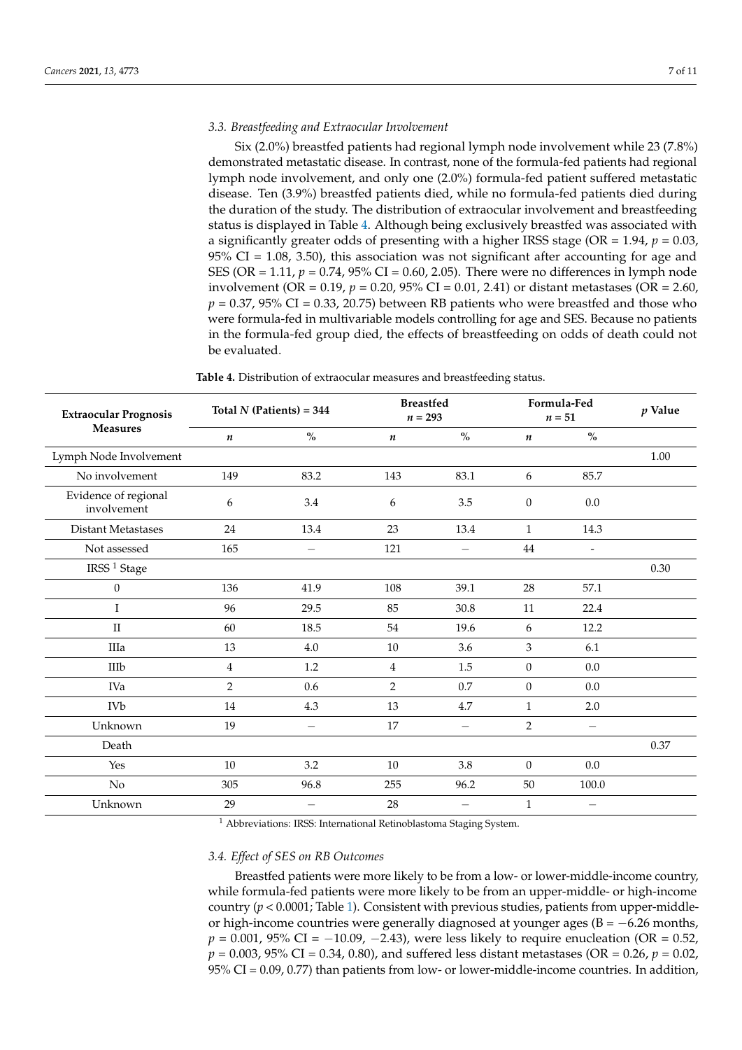### 3.3. Breastfeeding and Extraocular Involvement

Six (2.0%) breastfed patients had regional lymph node involvement while 23 (7.8%) demonstrated metastatic disease. In contrast, none of the formula-fed patients had regional lymph node involvement, and only one (2.0%) formula-fed patient suffered metastatic disease. Ten (3.9%) breastfed patients died, while no formula-fed patients died during the duration of the study. The distribution of extraocular involvement and breastfeeding status is displayed in Table 4. Although being exclusively breastfed was associated with a significantly greater odds of presenting with a higher IRSS stage (OR = 1.94, $p = 0.03$, 95% CI = 1.08, 3.50), this association was not significant after accounting for age and SES (OR = 1.11, $p = 0.74$, 95% CI = 0.60, 2.05). There were no differences in lymph node involvement (OR = 0.19, $p = 0.20$, 95% CI = 0.01, 2.41) or distant metastases (OR = 2.60, $p = 0.37$, 95% CI = 0.33, 20.75) between RB patients who were breastfed and those who were formula-fed in multivariable models controlling for age and SES. Because no patients in the formula-fed group died, the effects of breastfeeding on odds of death could not be evaluated.

**Table 4.** Distribution of extraocular measures and breastfeeding status.

| Extraocular Prognosis Measures | Total *N* (Patients) = 344 | | Breastfed *n* = 293 | | Formula-Fed *n* = 51 | | *p* Value |
|---|---|---|---|---|---|---|---|
| | *n* | % | *n* | % | *n* | % | |
| Lymph Node Involvement | | | | | | | 1.00 |
| No involvement | 149 | 83.2 | 143 | 83.1 | 6 | 85.7 | |
| Evidence of regional involvement | 6 | 3.4 | 6 | 3.5 | 0 | 0.0 | |
| Distant Metastases | 24 | 13.4 | 23 | 13.4 | 1 | 14.3 | |
| Not assessed | 165 | – | 121 | – | 44 | - | |
| IRSS [1] Stage | | | | | | | 0.30 |
| 0 | 136 | 41.9 | 108 | 39.1 | 28 | 57.1 | |
| I | 96 | 29.5 | 85 | 30.8 | 11 | 22.4 | |
| II | 60 | 18.5 | 54 | 19.6 | 6 | 12.2 | |
| IIIa | 13 | 4.0 | 10 | 3.6 | 3 | 6.1 | |
| IIIb | 4 | 1.2 | 4 | 1.5 | 0 | 0.0 | |
| IVa | 2 | 0.6 | 2 | 0.7 | 0 | 0.0 | |
| IVb | 14 | 4.3 | 13 | 4.7 | 1 | 2.0 | |
| Unknown | 19 | – | 17 | – | 2 | – | |
| Death | | | | | | | 0.37 |
| Yes | 10 | 3.2 | 10 | 3.8 | 0 | 0.0 | |
| No | 305 | 96.8 | 255 | 96.2 | 50 | 100.0 | |
| Unknown | 29 | – | 28 | – | 1 | – | |

[1] Abbreviations: IRSS: International Retinoblastoma Staging System.

### 3.4. Effect of SES on RB Outcomes

Breastfed patients were more likely to be from a low- or lower-middle-income country, while formula-fed patients were more likely to be from an upper-middle- or high-income country ($p < 0.0001$; Table 1). Consistent with previous studies, patients from upper-middle- or high-income countries were generally diagnosed at younger ages (B = −6.26 months, $p = 0.001$, 95% CI = −10.09, −2.43), were less likely to require enucleation (OR = 0.52, $p = 0.003$, 95% CI = 0.34, 0.80), and suffered less distant metastases (OR = 0.26, $p = 0.02$, 95% CI = 0.09, 0.77) than patients from low- or lower-middle-income countries. In addition,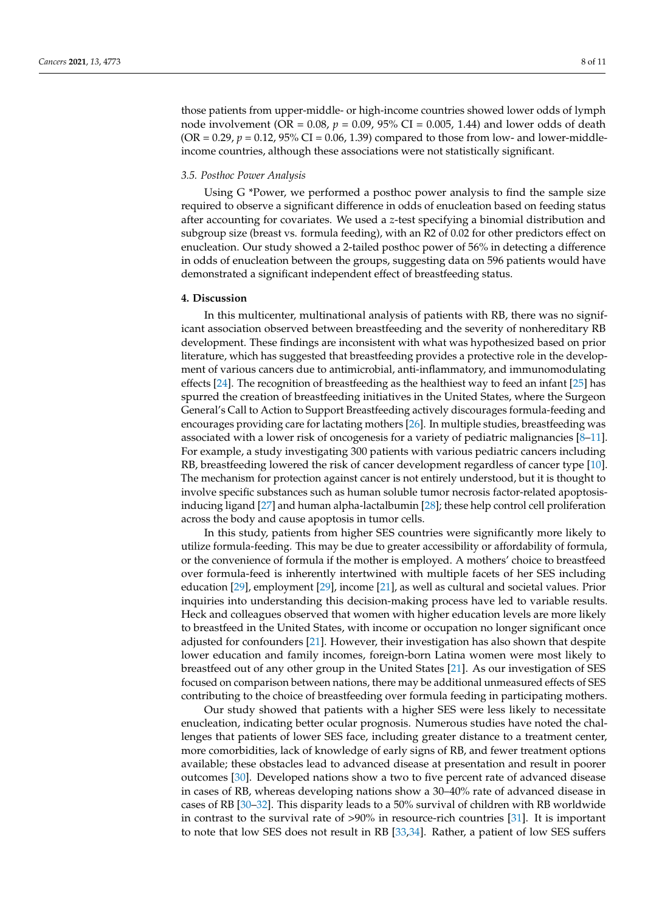those patients from upper-middle- or high-income countries showed lower odds of lymph node involvement (OR = 0.08, $p$ = 0.09, 95% CI = 0.005, 1.44) and lower odds of death (OR = 0.29, $p$ = 0.12, 95% CI = 0.06, 1.39) compared to those from low- and lower-middle-income countries, although these associations were not statistically significant.

### 3.5. Posthoc Power Analysis

Using G *Power, we performed a posthoc power analysis to find the sample size required to observe a significant difference in odds of enucleation based on feeding status after accounting for covariates. We used a $z$-test specifying a binomial distribution and subgroup size (breast vs. formula feeding), with an R2 of 0.02 for other predictors effect on enucleation. Our study showed a 2-tailed posthoc power of 56% in detecting a difference in odds of enucleation between the groups, suggesting data on 596 patients would have demonstrated a significant independent effect of breastfeeding status.

## 4. Discussion

In this multicenter, multinational analysis of patients with RB, there was no significant association observed between breastfeeding and the severity of nonhereditary RB development. These findings are inconsistent with what was hypothesized based on prior literature, which has suggested that breastfeeding provides a protective role in the development of various cancers due to antimicrobial, anti-inflammatory, and immunomodulating effects [24]. The recognition of breastfeeding as the healthiest way to feed an infant [25] has spurred the creation of breastfeeding initiatives in the United States, where the Surgeon General's Call to Action to Support Breastfeeding actively discourages formula-feeding and encourages providing care for lactating mothers [26]. In multiple studies, breastfeeding was associated with a lower risk of oncogenesis for a variety of pediatric malignancies [8–11]. For example, a study investigating 300 patients with various pediatric cancers including RB, breastfeeding lowered the risk of cancer development regardless of cancer type [10]. The mechanism for protection against cancer is not entirely understood, but it is thought to involve specific substances such as human soluble tumor necrosis factor-related apoptosis-inducing ligand [27] and human alpha-lactalbumin [28]; these help control cell proliferation across the body and cause apoptosis in tumor cells.

In this study, patients from higher SES countries were significantly more likely to utilize formula-feeding. This may be due to greater accessibility or affordability of formula, or the convenience of formula if the mother is employed. A mothers' choice to breastfeed over formula-feed is inherently intertwined with multiple facets of her SES including education [29], employment [29], income [21], as well as cultural and societal values. Prior inquiries into understanding this decision-making process have led to variable results. Heck and colleagues observed that women with higher education levels are more likely to breastfeed in the United States, with income or occupation no longer significant once adjusted for confounders [21]. However, their investigation has also shown that despite lower education and family incomes, foreign-born Latina women were most likely to breastfeed out of any other group in the United States [21]. As our investigation of SES focused on comparison between nations, there may be additional unmeasured effects of SES contributing to the choice of breastfeeding over formula feeding in participating mothers.

Our study showed that patients with a higher SES were less likely to necessitate enucleation, indicating better ocular prognosis. Numerous studies have noted the challenges that patients of lower SES face, including greater distance to a treatment center, more comorbidities, lack of knowledge of early signs of RB, and fewer treatment options available; these obstacles lead to advanced disease at presentation and result in poorer outcomes [30]. Developed nations show a two to five percent rate of advanced disease in cases of RB, whereas developing nations show a 30–40% rate of advanced disease in cases of RB [30–32]. This disparity leads to a 50% survival of children with RB worldwide in contrast to the survival rate of >90% in resource-rich countries [31]. It is important to note that low SES does not result in RB [33,34]. Rather, a patient of low SES suffers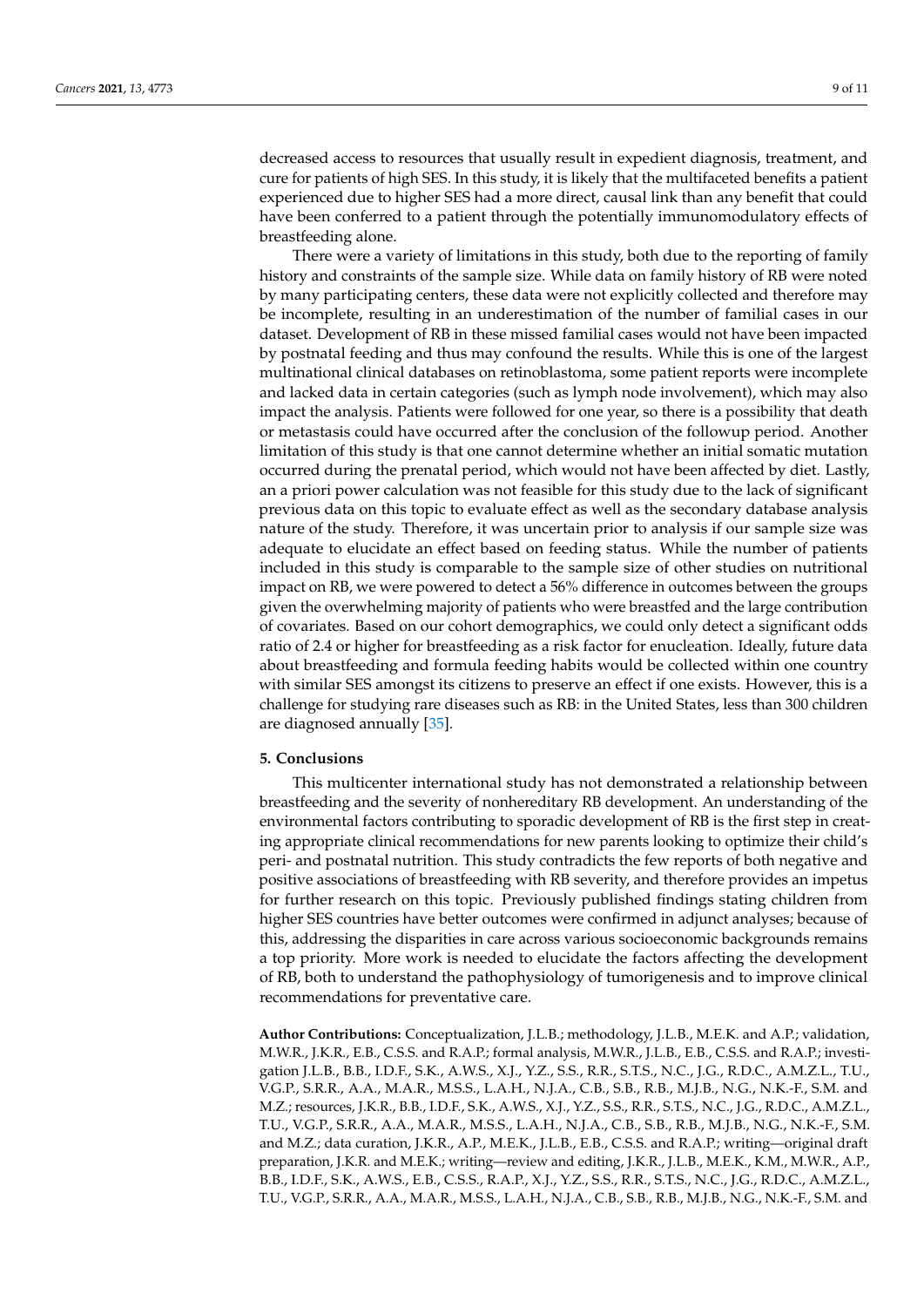decreased access to resources that usually result in expedient diagnosis, treatment, and cure for patients of high SES. In this study, it is likely that the multifaceted benefits a patient experienced due to higher SES had a more direct, causal link than any benefit that could have been conferred to a patient through the potentially immunomodulatory effects of breastfeeding alone.

There were a variety of limitations in this study, both due to the reporting of family history and constraints of the sample size. While data on family history of RB were noted by many participating centers, these data were not explicitly collected and therefore may be incomplete, resulting in an underestimation of the number of familial cases in our dataset. Development of RB in these missed familial cases would not have been impacted by postnatal feeding and thus may confound the results. While this is one of the largest multinational clinical databases on retinoblastoma, some patient reports were incomplete and lacked data in certain categories (such as lymph node involvement), which may also impact the analysis. Patients were followed for one year, so there is a possibility that death or metastasis could have occurred after the conclusion of the followup period. Another limitation of this study is that one cannot determine whether an initial somatic mutation occurred during the prenatal period, which would not have been affected by diet. Lastly, an a priori power calculation was not feasible for this study due to the lack of significant previous data on this topic to evaluate effect as well as the secondary database analysis nature of the study. Therefore, it was uncertain prior to analysis if our sample size was adequate to elucidate an effect based on feeding status. While the number of patients included in this study is comparable to the sample size of other studies on nutritional impact on RB, we were powered to detect a 56% difference in outcomes between the groups given the overwhelming majority of patients who were breastfed and the large contribution of covariates. Based on our cohort demographics, we could only detect a significant odds ratio of 2.4 or higher for breastfeeding as a risk factor for enucleation. Ideally, future data about breastfeeding and formula feeding habits would be collected within one country with similar SES amongst its citizens to preserve an effect if one exists. However, this is a challenge for studying rare diseases such as RB: in the United States, less than 300 children are diagnosed annually [35].

## 5. Conclusions

This multicenter international study has not demonstrated a relationship between breastfeeding and the severity of nonhereditary RB development. An understanding of the environmental factors contributing to sporadic development of RB is the first step in creating appropriate clinical recommendations for new parents looking to optimize their child's peri- and postnatal nutrition. This study contradicts the few reports of both negative and positive associations of breastfeeding with RB severity, and therefore provides an impetus for further research on this topic. Previously published findings stating children from higher SES countries have better outcomes were confirmed in adjunct analyses; because of this, addressing the disparities in care across various socioeconomic backgrounds remains a top priority. More work is needed to elucidate the factors affecting the development of RB, both to understand the pathophysiology of tumorigenesis and to improve clinical recommendations for preventative care.

**Author Contributions:** Conceptualization, J.L.B.; methodology, J.L.B., M.E.K. and A.P.; validation, M.W.R., J.K.R., E.B., C.S.S. and R.A.P.; formal analysis, M.W.R., J.L.B., E.B., C.S.S. and R.A.P.; investigation J.L.B., B.B., I.D.F., S.K., A.W.S., X.J., Y.Z., S.S., R.R., S.T.S., N.C., J.G., R.D.C., A.M.Z.L., T.U., V.G.P., S.R.R., A.A., M.A.R., M.S.S., L.A.H., N.J.A., C.B., S.B., R.B., M.J.B., N.G., N.K.-F., S.M. and M.Z.; resources, J.K.R., B.B., I.D.F., S.K., A.W.S., X.J., Y.Z., S.S., R.R., S.T.S., N.C., J.G., R.D.C., A.M.Z.L., T.U., V.G.P., S.R.R., A.A., M.A.R., M.S.S., L.A.H., N.J.A., C.B., S.B., R.B., M.J.B., N.G., N.K.-F., S.M. and M.Z.; data curation, J.K.R., A.P., M.E.K., J.L.B., E.B., C.S.S. and R.A.P.; writing—original draft preparation, J.K.R. and M.E.K.; writing—review and editing, J.K.R., J.L.B., M.E.K., K.M., M.W.R., A.P., B.B., I.D.F., S.K., A.W.S., E.B., C.S.S., R.A.P., X.J., Y.Z., S.S., R.R., S.T.S., N.C., J.G., R.D.C., A.M.Z.L., T.U., V.G.P., S.R.R., A.A., M.A.R., M.S.S., L.A.H., N.J.A., C.B., S.B., R.B., M.J.B., N.G., N.K.-F., S.M. and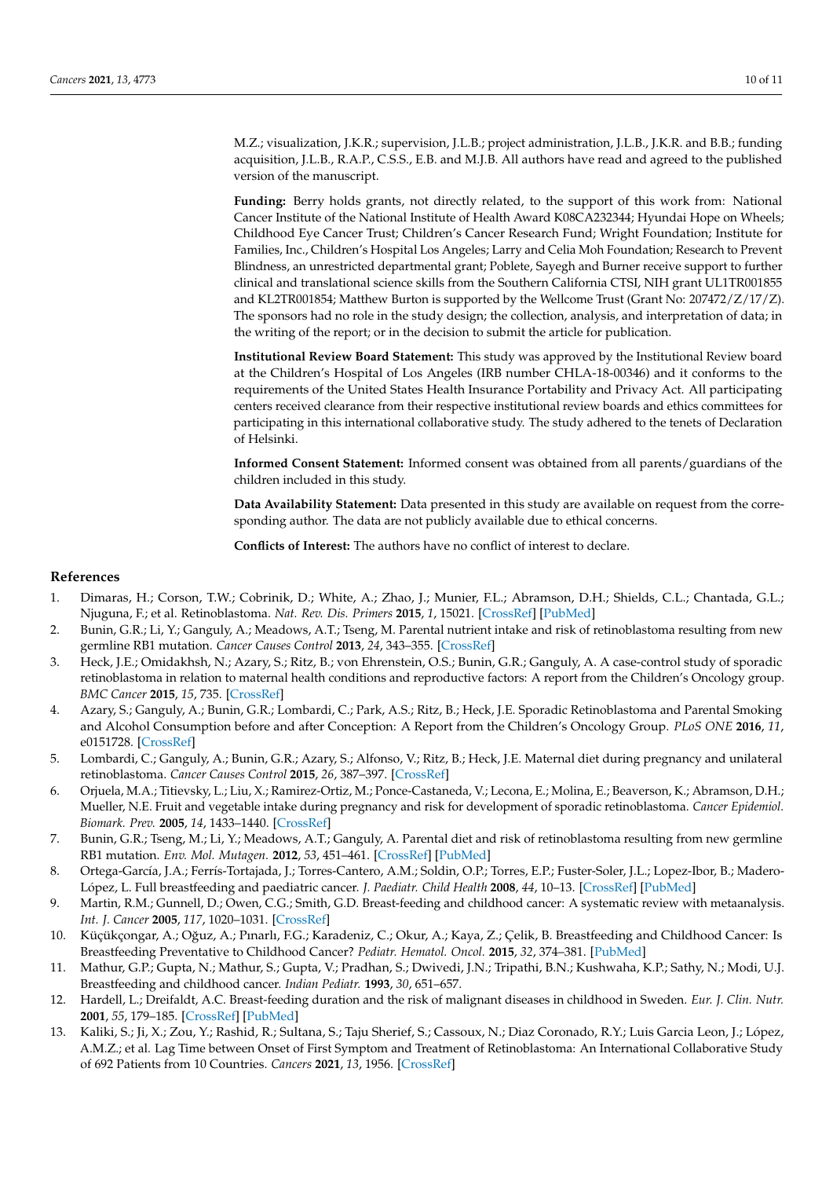M.Z.; visualization, J.K.R.; supervision, J.L.B.; project administration, J.L.B., J.K.R. and B.B.; funding acquisition, J.L.B., R.A.P., C.S.S., E.B. and M.J.B. All authors have read and agreed to the published version of the manuscript.

**Funding:** Berry holds grants, not directly related, to the support of this work from: National Cancer Institute of the National Institute of Health Award K08CA232344; Hyundai Hope on Wheels; Childhood Eye Cancer Trust; Children's Cancer Research Fund; Wright Foundation; Institute for Families, Inc., Children's Hospital Los Angeles; Larry and Celia Moh Foundation; Research to Prevent Blindness, an unrestricted departmental grant; Poblete, Sayegh and Burner receive support to further clinical and translational science skills from the Southern California CTSI, NIH grant UL1TR001855 and KL2TR001854; Matthew Burton is supported by the Wellcome Trust (Grant No: 207472/Z/17/Z). The sponsors had no role in the study design; the collection, analysis, and interpretation of data; in the writing of the report; or in the decision to submit the article for publication.

**Institutional Review Board Statement:** This study was approved by the Institutional Review board at the Children's Hospital of Los Angeles (IRB number CHLA-18-00346) and it conforms to the requirements of the United States Health Insurance Portability and Privacy Act. All participating centers received clearance from their respective institutional review boards and ethics committees for participating in this international collaborative study. The study adhered to the tenets of Declaration of Helsinki.

**Informed Consent Statement:** Informed consent was obtained from all parents/guardians of the children included in this study.

**Data Availability Statement:** Data presented in this study are available on request from the corresponding author. The data are not publicly available due to ethical concerns.

**Conflicts of Interest:** The authors have no conflict of interest to declare.

## References

1. Dimaras, H.; Corson, T.W.; Cobrinik, D.; White, A.; Zhao, J.; Munier, F.L.; Abramson, D.H.; Shields, C.L.; Chantada, G.L.; Njuguna, F.; et al. Retinoblastoma. *Nat. Rev. Dis. Primers* **2015**, *1*, 15021. [CrossRef] [PubMed]
2. Bunin, G.R.; Li, Y.; Ganguly, A.; Meadows, A.T.; Tseng, M. Parental nutrient intake and risk of retinoblastoma resulting from new germline RB1 mutation. *Cancer Causes Control* **2013**, *24*, 343–355. [CrossRef]
3. Heck, J.E.; Omidakhsh, N.; Azary, S.; Ritz, B.; von Ehrenstein, O.S.; Bunin, G.R.; Ganguly, A. A case-control study of sporadic retinoblastoma in relation to maternal health conditions and reproductive factors: A report from the Children's Oncology group. *BMC Cancer* **2015**, *15*, 735. [CrossRef]
4. Azary, S.; Ganguly, A.; Bunin, G.R.; Lombardi, C.; Park, A.S.; Ritz, B.; Heck, J.E. Sporadic Retinoblastoma and Parental Smoking and Alcohol Consumption before and after Conception: A Report from the Children's Oncology Group. *PLoS ONE* **2016**, *11*, e0151728. [CrossRef]
5. Lombardi, C.; Ganguly, A.; Bunin, G.R.; Azary, S.; Alfonso, V.; Ritz, B.; Heck, J.E. Maternal diet during pregnancy and unilateral retinoblastoma. *Cancer Causes Control* **2015**, *26*, 387–397. [CrossRef]
6. Orjuela, M.A.; Titievsky, L.; Liu, X.; Ramirez-Ortiz, M.; Ponce-Castaneda, V.; Lecona, E.; Molina, E.; Beaverson, K.; Abramson, D.H.; Mueller, N.E. Fruit and vegetable intake during pregnancy and risk for development of sporadic retinoblastoma. *Cancer Epidemiol. Biomark. Prev.* **2005**, *14*, 1433–1440. [CrossRef]
7. Bunin, G.R.; Tseng, M.; Li, Y.; Meadows, A.T.; Ganguly, A. Parental diet and risk of retinoblastoma resulting from new germline RB1 mutation. *Env. Mol. Mutagen.* **2012**, *53*, 451–461. [CrossRef] [PubMed]
8. Ortega-García, J.A.; Ferrís-Tortajada, J.; Torres-Cantero, A.M.; Soldin, O.P.; Torres, E.P.; Fuster-Soler, J.L.; Lopez-Ibor, B.; Madero-López, L. Full breastfeeding and paediatric cancer. *J. Paediatr. Child Health* **2008**, *44*, 10–13. [CrossRef] [PubMed]
9. Martin, R.M.; Gunnell, D.; Owen, C.G.; Smith, G.D. Breast-feeding and childhood cancer: A systematic review with metaanalysis. *Int. J. Cancer* **2005**, *117*, 1020–1031. [CrossRef]
10. Küçükçongar, A.; Oğuz, A.; Pınarlı, F.G.; Karadeniz, C.; Okur, A.; Kaya, Z.; Çelik, B. Breastfeeding and Childhood Cancer: Is Breastfeeding Preventative to Childhood Cancer? *Pediatr. Hematol. Oncol.* **2015**, *32*, 374–381. [PubMed]
11. Mathur, G.P.; Gupta, N.; Mathur, S.; Gupta, V.; Pradhan, S.; Dwivedi, J.N.; Tripathi, B.N.; Kushwaha, K.P.; Sathy, N.; Modi, U.J. Breastfeeding and childhood cancer. *Indian Pediatr.* **1993**, *30*, 651–657.
12. Hardell, L.; Dreifaldt, A.C. Breast-feeding duration and the risk of malignant diseases in childhood in Sweden. *Eur. J. Clin. Nutr.* **2001**, *55*, 179–185. [CrossRef] [PubMed]
13. Kaliki, S.; Ji, X.; Zou, Y.; Rashid, R.; Sultana, S.; Taju Sherief, S.; Cassoux, N.; Diaz Coronado, R.Y.; Luis Garcia Leon, J.; López, A.M.Z.; et al. Lag Time between Onset of First Symptom and Treatment of Retinoblastoma: An International Collaborative Study of 692 Patients from 10 Countries. *Cancers* **2021**, *13*, 1956. [CrossRef]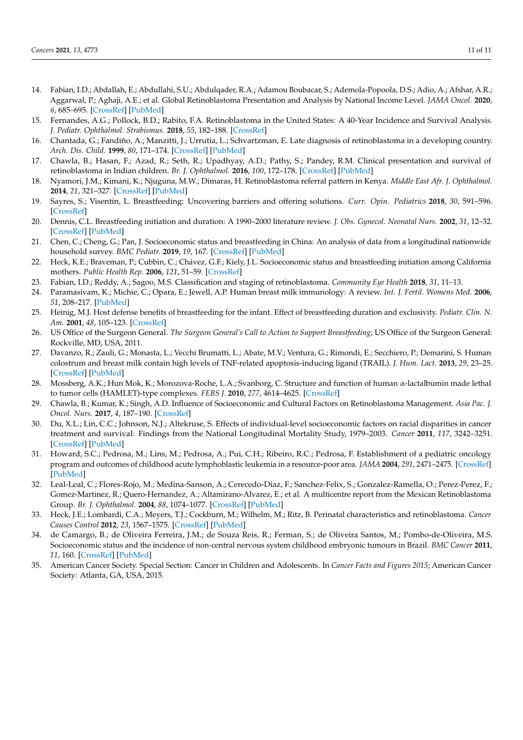14. Fabian, I.D.; Abdallah, E.; Abdullahi, S.U.; Abdulqader, R.A.; Adamou Boubacar, S.; Ademola-Popoola, D.S.; Adio, A.; Afshar, A.R.; Aggarwal, P.; Aghaji, A.E.; et al. Global Retinoblastoma Presentation and Analysis by National Income Level. *JAMA Oncol.* **2020**, *6*, 685–695. [CrossRef] [PubMed]
15. Fernandes, A.G.; Pollock, B.D.; Rabito, F.A. Retinoblastoma in the United States: A 40-Year Incidence and Survival Analysis. *J. Pediatr. Ophthalmol. Strabismus.* **2018**, *55*, 182–188. [CrossRef]
16. Chantada, G.; Fandiño, A.; Manzitti, J.; Urrutia, L.; Schvartzman, E. Late diagnosis of retinoblastoma in a developing country. *Arch. Dis. Child.* **1999**, *80*, 171–174. [CrossRef] [PubMed]
17. Chawla, B.; Hasan, F.; Azad, R.; Seth, R.; Upadhyay, A.D.; Pathy, S.; Pandey, R.M. Clinical presentation and survival of retinoblastoma in Indian children. *Br. J. Ophthalmol.* **2016**, *100*, 172–178. [CrossRef] [PubMed]
18. Nyamori, J.M.; Kimani, K.; Njuguna, M.W.; Dimaras, H. Retinoblastoma referral pattern in Kenya. *Middle East Afr. J. Ophthalmol.* **2014**, *21*, 321–327. [CrossRef] [PubMed]
19. Sayres, S.; Visentin, L. Breastfeeding: Uncovering barriers and offering solutions. *Curr. Opin. Pediatrics* **2018**, *30*, 591–596. [CrossRef]
20. Dennis, C.L. Breastfeeding initiation and duration: A 1990–2000 literature review. *J. Obs. Gynecol. Neonatal Nurs.* **2002**, *31*, 12–32. [CrossRef] [PubMed]
21. Chen, C.; Cheng, G.; Pan, J. Socioeconomic status and breastfeeding in China: An analysis of data from a longitudinal nationwide household survey. *BMC Pediatr.* **2019**, *19*, 167. [CrossRef] [PubMed]
22. Heck, K.E.; Braveman, P.; Cubbin, C.; Chávez, G.F.; Kiely, J.L. Socioeconomic status and breastfeeding initiation among California mothers. *Public Health Rep.* **2006**, *121*, 51–59. [CrossRef]
23. Fabian, I.D.; Reddy, A.; Sagoo, M.S. Classification and staging of retinoblastoma. *Community Eye Health* **2018**, *31*, 11–13.
24. Paramasivam, K.; Michie, C.; Opara, E.; Jewell, A.P. Human breast milk immunology: A review. *Int. J. Fertil. Womens Med.* **2006**, *51*, 208–217. [PubMed]
25. Heinig, M.J. Host defense benefits of breastfeeding for the infant. Effect of breastfeeding duration and exclusivity. *Pediatr. Clin. N. Am.* **2001**, *48*, 105–123. [CrossRef]
26. US Office of the Surgeon General. *The Surgeon General's Call to Action to Support Breastfeeding*; US Office of the Surgeon General: Rockville, MD, USA, 2011.
27. Davanzo, R.; Zauli, G.; Monasta, L.; Vecchi Brumatti, L.; Abate, M.V.; Ventura, G.; Rimondi, E.; Secchiero, P.; Demarini, S. Human colostrum and breast milk contain high levels of TNF-related apoptosis-inducing ligand (TRAIL). *J. Hum. Lact.* **2013**, *29*, 23–25. [CrossRef] [PubMed]
28. Mossberg, A.K.; Hun Mok, K.; Morozova-Roche, L.A.; Svanborg, C. Structure and function of human α-lactalbumin made lethal to tumor cells (HAMLET)-type complexes. *FEBS J.* **2010**, *277*, 4614–4625. [CrossRef]
29. Chawla, B.; Kumar, K.; Singh, A.D. Influence of Socioeconomic and Cultural Factors on Retinoblastoma Management. *Asia Pac. J. Oncol. Nurs.* **2017**, *4*, 187–190. [CrossRef]
30. Du, X.L.; Lin, C.C.; Johnson, N.J.; Altekruse, S. Effects of individual-level socioeconomic factors on racial disparities in cancer treatment and survival: Findings from the National Longitudinal Mortality Study, 1979–2003. *Cancer* **2011**, *117*, 3242–3251. [CrossRef] [PubMed]
31. Howard, S.C.; Pedrosa, M.; Lins, M.; Pedrosa, A.; Pui, C.H.; Ribeiro, R.C.; Pedrosa, F. Establishment of a pediatric oncology program and outcomes of childhood acute lymphoblastic leukemia in a resource-poor area. *JAMA* **2004**, *291*, 2471–2475. [CrossRef] [PubMed]
32. Leal-Leal, C.; Flores-Rojo, M.; Medina-Sanson, A.; Cerecedo-Diaz, F.; Sanchez-Felix, S.; Gonzalez-Ramella, O.; Perez-Perez, F.; Gomez-Martinez, R.; Quero-Hernandez, A.; Altamirano-Alvarez, E.; et al. A multicentre report from the Mexican Retinoblastoma Group. *Br. J. Ophthalmol.* **2004**, *88*, 1074–1077. [CrossRef] [PubMed]
33. Heck, J.E.; Lombardi, C.A.; Meyers, T.J.; Cockburn, M.; Wilhelm, M.; Ritz, B. Perinatal characteristics and retinoblastoma. *Cancer Causes Control* **2012**, *23*, 1567–1575. [CrossRef] [PubMed]
34. de Camargo, B.; de Oliveira Ferreira, J.M.; de Souza Reis, R.; Ferman, S.; de Oliveira Santos, M.; Pombo-de-Oliveira, M.S. Socioeconomic status and the incidence of non-central nervous system childhood embryonic tumours in Brazil. *BMC Cancer* **2011**, *11*, 160. [CrossRef] [PubMed]
35. American Cancer Society. Special Section: Cancer in Children and Adolescents. In *Cancer Facts and Figures 2015*; American Cancer Society: Atlanta, GA, USA, 2015.